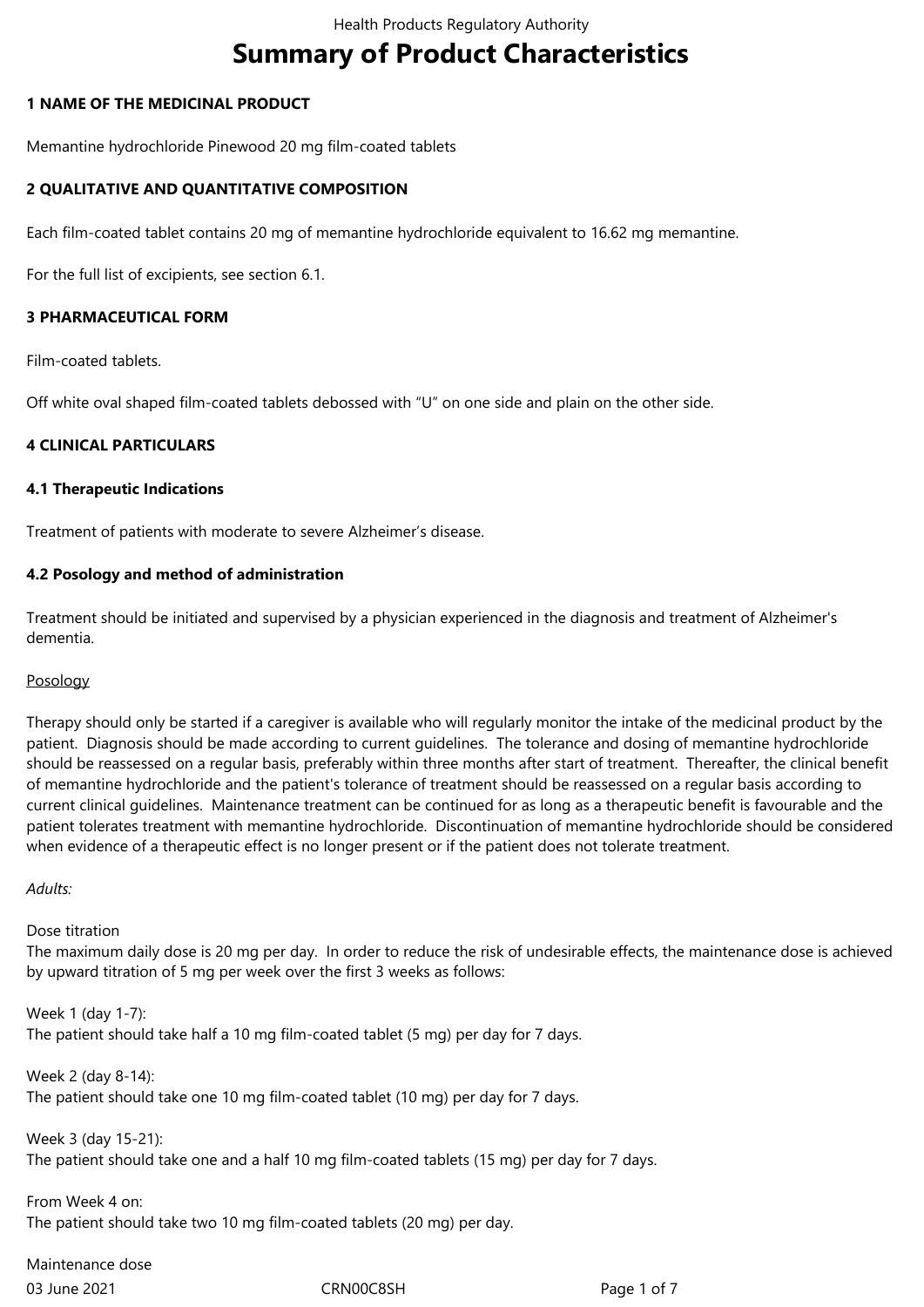# Summary of Product Characteristics

## 1 NAME OF THE MEDICINAL PRODUCT

Memantine hydrochloride Pinewood 20 mg film-coated tablets

## 2 QUALITATIVE AND QUANTITATIVE COMPOSITION

Each film-coated tablet contains 20 mg of memantine hydrochloride equivalent to 16.62 mg memantine.

For the full list of excipients, see section 6.1.

## 3 PHARMACEUTICAL FORM

Film-coated tablets.

Off white oval shaped film-coated tablets debossed with "U" on one side and plain on the other side.

## 4 CLINICAL PARTICULARS

### 4.1 Therapeutic Indications

Treatment of patients with moderate to severe Alzheimer's disease.

### 4.2 Posology and method of administration

Treatment should be initiated and supervised by a physician experienced in the diagnosis and treatment of Alzheimer's dementia.

Posology

Therapy should only be started if a caregiver is available who will regularly monitor the intake of the medicinal product by the patient. Diagnosis should be made according to current guidelines. The tolerance and dosing of memantine hydrochloride should be reassessed on a regular basis, preferably within three months after start of treatment. Thereafter, the clinical benefit of memantine hydrochloride and the patient's tolerance of treatment should be reassessed on a regular basis according to current clinical guidelines. Maintenance treatment can be continued for as long as a therapeutic benefit is favourable and the patient tolerates treatment with memantine hydrochloride. Discontinuation of memantine hydrochloride should be considered when evidence of a therapeutic effect is no longer present or if the patient does not tolerate treatment.

*Adults:*

Dose titration
The maximum daily dose is 20 mg per day. In order to reduce the risk of undesirable effects, the maintenance dose is achieved by upward titration of 5 mg per week over the first 3 weeks as follows:

Week 1 (day 1-7):
The patient should take half a 10 mg film-coated tablet (5 mg) per day for 7 days.

Week 2 (day 8-14):
The patient should take one 10 mg film-coated tablet (10 mg) per day for 7 days.

Week 3 (day 15-21):
The patient should take one and a half 10 mg film-coated tablets (15 mg) per day for 7 days.

From Week 4 on:
The patient should take two 10 mg film-coated tablets (20 mg) per day.

Maintenance dose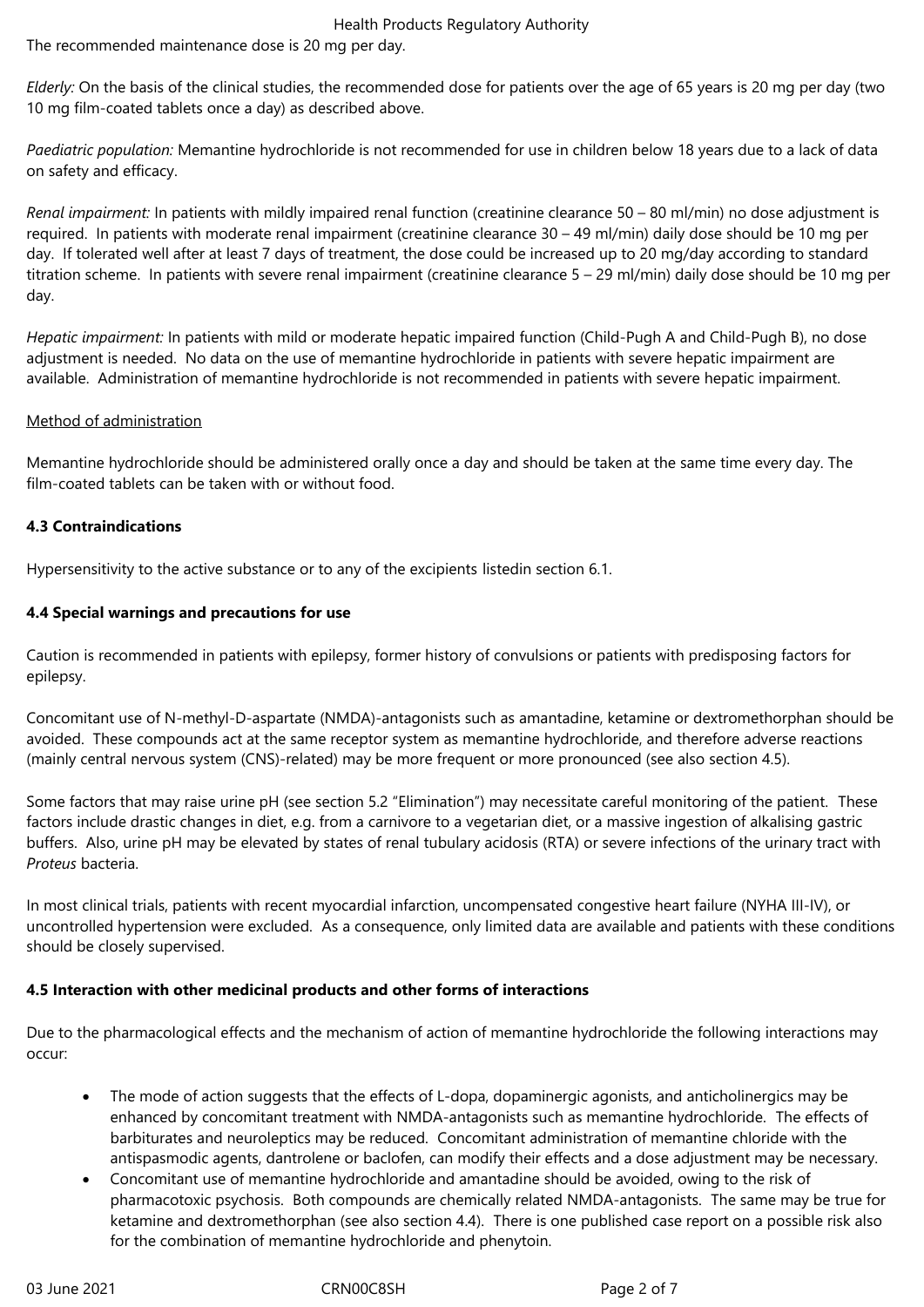The recommended maintenance dose is 20 mg per day.

*Elderly:* On the basis of the clinical studies, the recommended dose for patients over the age of 65 years is 20 mg per day (two 10 mg film-coated tablets once a day) as described above.

*Paediatric population:* Memantine hydrochloride is not recommended for use in children below 18 years due to a lack of data on safety and efficacy.

*Renal impairment:* In patients with mildly impaired renal function (creatinine clearance 50 – 80 ml/min) no dose adjustment is required. In patients with moderate renal impairment (creatinine clearance 30 – 49 ml/min) daily dose should be 10 mg per day. If tolerated well after at least 7 days of treatment, the dose could be increased up to 20 mg/day according to standard titration scheme. In patients with severe renal impairment (creatinine clearance 5 – 29 ml/min) daily dose should be 10 mg per day.

*Hepatic impairment:* In patients with mild or moderate hepatic impaired function (Child-Pugh A and Child-Pugh B), no dose adjustment is needed. No data on the use of memantine hydrochloride in patients with severe hepatic impairment are available. Administration of memantine hydrochloride is not recommended in patients with severe hepatic impairment.

Method of administration

Memantine hydrochloride should be administered orally once a day and should be taken at the same time every day. The film-coated tablets can be taken with or without food.

**4.3 Contraindications**

Hypersensitivity to the active substance or to any of the excipients listedin section 6.1.

**4.4 Special warnings and precautions for use**

Caution is recommended in patients with epilepsy, former history of convulsions or patients with predisposing factors for epilepsy.

Concomitant use of N-methyl-D-aspartate (NMDA)-antagonists such as amantadine, ketamine or dextromethorphan should be avoided. These compounds act at the same receptor system as memantine hydrochloride, and therefore adverse reactions (mainly central nervous system (CNS)-related) may be more frequent or more pronounced (see also section 4.5).

Some factors that may raise urine pH (see section 5.2 "Elimination") may necessitate careful monitoring of the patient. These factors include drastic changes in diet, e.g. from a carnivore to a vegetarian diet, or a massive ingestion of alkalising gastric buffers. Also, urine pH may be elevated by states of renal tubulary acidosis (RTA) or severe infections of the urinary tract with *Proteus* bacteria.

In most clinical trials, patients with recent myocardial infarction, uncompensated congestive heart failure (NYHA III-IV), or uncontrolled hypertension were excluded. As a consequence, only limited data are available and patients with these conditions should be closely supervised.

**4.5 Interaction with other medicinal products and other forms of interactions**

Due to the pharmacological effects and the mechanism of action of memantine hydrochloride the following interactions may occur:

- The mode of action suggests that the effects of L-dopa, dopaminergic agonists, and anticholinergics may be enhanced by concomitant treatment with NMDA-antagonists such as memantine hydrochloride. The effects of barbiturates and neuroleptics may be reduced. Concomitant administration of memantine chloride with the antispasmodic agents, dantrolene or baclofen, can modify their effects and a dose adjustment may be necessary.
- Concomitant use of memantine hydrochloride and amantadine should be avoided, owing to the risk of pharmacotoxic psychosis. Both compounds are chemically related NMDA-antagonists. The same may be true for ketamine and dextromethorphan (see also section 4.4). There is one published case report on a possible risk also for the combination of memantine hydrochloride and phenytoin.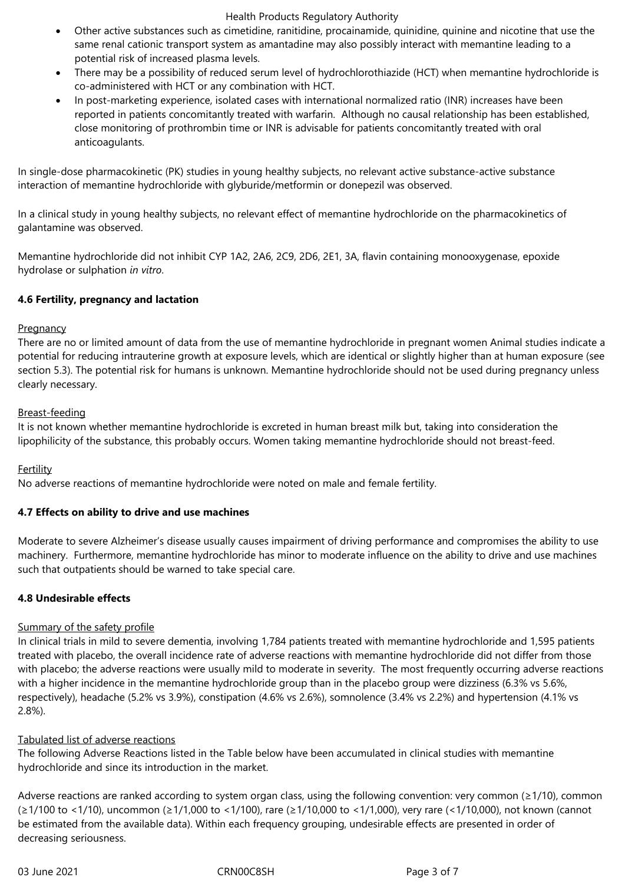- Other active substances such as cimetidine, ranitidine, procainamide, quinidine, quinine and nicotine that use the same renal cationic transport system as amantadine may also possibly interact with memantine leading to a potential risk of increased plasma levels.
- There may be a possibility of reduced serum level of hydrochlorothiazide (HCT) when memantine hydrochloride is co-administered with HCT or any combination with HCT.
- In post-marketing experience, isolated cases with international normalized ratio (INR) increases have been reported in patients concomitantly treated with warfarin. Although no causal relationship has been established, close monitoring of prothrombin time or INR is advisable for patients concomitantly treated with oral anticoagulants.

In single-dose pharmacokinetic (PK) studies in young healthy subjects, no relevant active substance-active substance interaction of memantine hydrochloride with glyburide/metformin or donepezil was observed.

In a clinical study in young healthy subjects, no relevant effect of memantine hydrochloride on the pharmacokinetics of galantamine was observed.

Memantine hydrochloride did not inhibit CYP 1A2, 2A6, 2C9, 2D6, 2E1, 3A, flavin containing monooxygenase, epoxide hydrolase or sulphation *in vitro*.

## 4.6 Fertility, pregnancy and lactation

Pregnancy

There are no or limited amount of data from the use of memantine hydrochloride in pregnant women Animal studies indicate a potential for reducing intrauterine growth at exposure levels, which are identical or slightly higher than at human exposure (see section 5.3). The potential risk for humans is unknown. Memantine hydrochloride should not be used during pregnancy unless clearly necessary.

Breast-feeding

It is not known whether memantine hydrochloride is excreted in human breast milk but, taking into consideration the lipophilicity of the substance, this probably occurs. Women taking memantine hydrochloride should not breast-feed.

Fertility

No adverse reactions of memantine hydrochloride were noted on male and female fertility.

## 4.7 Effects on ability to drive and use machines

Moderate to severe Alzheimer's disease usually causes impairment of driving performance and compromises the ability to use machinery. Furthermore, memantine hydrochloride has minor to moderate influence on the ability to drive and use machines such that outpatients should be warned to take special care.

## 4.8 Undesirable effects

Summary of the safety profile

In clinical trials in mild to severe dementia, involving 1,784 patients treated with memantine hydrochloride and 1,595 patients treated with placebo, the overall incidence rate of adverse reactions with memantine hydrochloride did not differ from those with placebo; the adverse reactions were usually mild to moderate in severity. The most frequently occurring adverse reactions with a higher incidence in the memantine hydrochloride group than in the placebo group were dizziness (6.3% vs 5.6%, respectively), headache (5.2% vs 3.9%), constipation (4.6% vs 2.6%), somnolence (3.4% vs 2.2%) and hypertension (4.1% vs 2.8%).

Tabulated list of adverse reactions

The following Adverse Reactions listed in the Table below have been accumulated in clinical studies with memantine hydrochloride and since its introduction in the market.

Adverse reactions are ranked according to system organ class, using the following convention: very common (≥1/10), common (≥1/100 to <1/10), uncommon (≥1/1,000 to <1/100), rare (≥1/10,000 to <1/1,000), very rare (<1/10,000), not known (cannot be estimated from the available data). Within each frequency grouping, undesirable effects are presented in order of decreasing seriousness.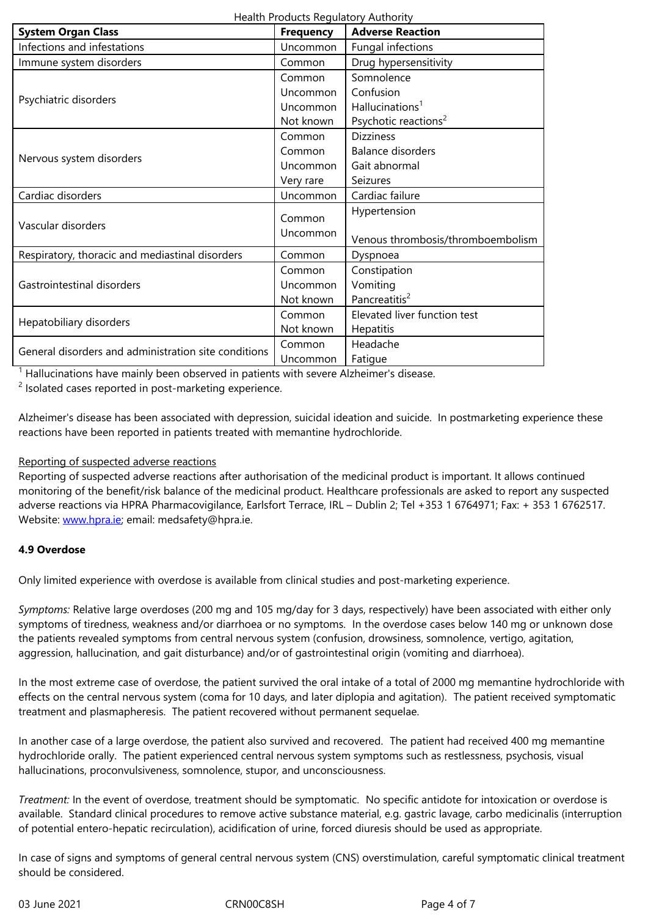| System Organ Class | Frequency | Adverse Reaction |
|---|---|---|
| Infections and infestations | Uncommon | Fungal infections |
| Immune system disorders | Common | Drug hypersensitivity |
| Psychiatric disorders | Common<br>Uncommon<br>Uncommon<br>Not known | Somnolence<br>Confusion<br>Hallucinations[1]<br>Psychotic reactions[2] |
| Nervous system disorders | Common<br>Common<br>Uncommon<br>Very rare | Dizziness<br>Balance disorders<br>Gait abnormal<br>Seizures |
| Cardiac disorders | Uncommon | Cardiac failure |
| Vascular disorders | Common<br>Uncommon | Hypertension<br>Venous thrombosis/thromboembolism |
| Respiratory, thoracic and mediastinal disorders | Common | Dyspnoea |
| Gastrointestinal disorders | Common<br>Uncommon<br>Not known | Constipation<br>Vomiting<br>Pancreatitis[2] |
| Hepatobiliary disorders | Common<br>Not known | Elevated liver function test<br>Hepatitis |
| General disorders and administration site conditions | Common<br>Uncommon | Headache<br>Fatigue |

[1] Hallucinations have mainly been observed in patients with severe Alzheimer's disease.
[2] Isolated cases reported in post-marketing experience.

Alzheimer's disease has been associated with depression, suicidal ideation and suicide. In postmarketing experience these reactions have been reported in patients treated with memantine hydrochloride.

Reporting of suspected adverse reactions
Reporting of suspected adverse reactions after authorisation of the medicinal product is important. It allows continued monitoring of the benefit/risk balance of the medicinal product. Healthcare professionals are asked to report any suspected adverse reactions via HPRA Pharmacovigilance, Earlsfort Terrace, IRL – Dublin 2; Tel +353 1 6764971; Fax: + 353 1 6762517. Website: www.hpra.ie; email: medsafety@hpra.ie.

**4.9 Overdose**

Only limited experience with overdose is available from clinical studies and post-marketing experience.

*Symptoms:* Relative large overdoses (200 mg and 105 mg/day for 3 days, respectively) have been associated with either only symptoms of tiredness, weakness and/or diarrhoea or no symptoms. In the overdose cases below 140 mg or unknown dose the patients revealed symptoms from central nervous system (confusion, drowsiness, somnolence, vertigo, agitation, aggression, hallucination, and gait disturbance) and/or of gastrointestinal origin (vomiting and diarrhoea).

In the most extreme case of overdose, the patient survived the oral intake of a total of 2000 mg memantine hydrochloride with effects on the central nervous system (coma for 10 days, and later diplopia and agitation). The patient received symptomatic treatment and plasmapheresis. The patient recovered without permanent sequelae.

In another case of a large overdose, the patient also survived and recovered. The patient had received 400 mg memantine hydrochloride orally. The patient experienced central nervous system symptoms such as restlessness, psychosis, visual hallucinations, proconvulsiveness, somnolence, stupor, and unconsciousness.

*Treatment:* In the event of overdose, treatment should be symptomatic. No specific antidote for intoxication or overdose is available. Standard clinical procedures to remove active substance material, e.g. gastric lavage, carbo medicinalis (interruption of potential entero-hepatic recirculation), acidification of urine, forced diuresis should be used as appropriate.

In case of signs and symptoms of general central nervous system (CNS) overstimulation, careful symptomatic clinical treatment should be considered.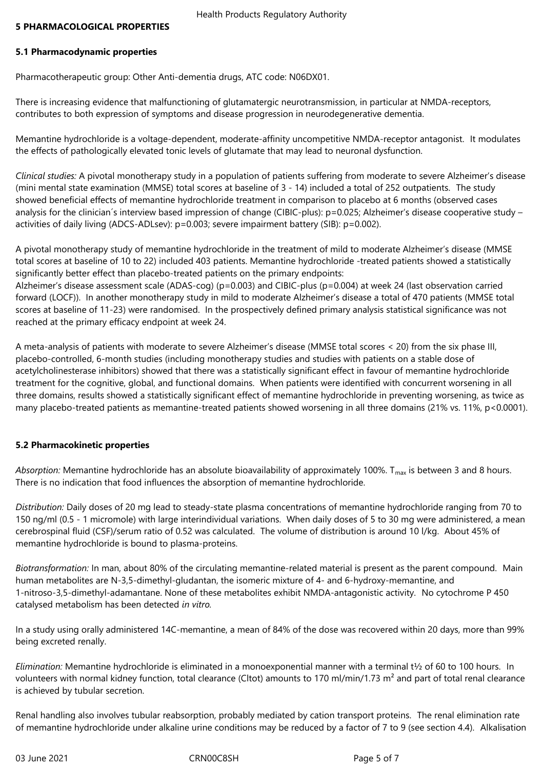## 5 PHARMACOLOGICAL PROPERTIES

### 5.1 Pharmacodynamic properties

Pharmacotherapeutic group: Other Anti-dementia drugs, ATC code: N06DX01.

There is increasing evidence that malfunctioning of glutamatergic neurotransmission, in particular at NMDA-receptors, contributes to both expression of symptoms and disease progression in neurodegenerative dementia.

Memantine hydrochloride is a voltage-dependent, moderate-affinity uncompetitive NMDA-receptor antagonist. It modulates the effects of pathologically elevated tonic levels of glutamate that may lead to neuronal dysfunction.

*Clinical studies:* A pivotal monotherapy study in a population of patients suffering from moderate to severe Alzheimer's disease (mini mental state examination (MMSE) total scores at baseline of 3 - 14) included a total of 252 outpatients. The study showed beneficial effects of memantine hydrochloride treatment in comparison to placebo at 6 months (observed cases analysis for the clinician´s interview based impression of change (CIBIC-plus): $p=0.025$; Alzheimer's disease cooperative study – activities of daily living (ADCS-ADLsev): $p=0.003$; severe impairment battery (SIB): $p=0.002$).

A pivotal monotherapy study of memantine hydrochloride in the treatment of mild to moderate Alzheimer's disease (MMSE total scores at baseline of 10 to 22) included 403 patients. Memantine hydrochloride -treated patients showed a statistically significantly better effect than placebo-treated patients on the primary endpoints:
Alzheimer's disease assessment scale (ADAS-cog) ($p=0.003$) and CIBIC-plus ($p=0.004$) at week 24 (last observation carried forward (LOCF)). In another monotherapy study in mild to moderate Alzheimer's disease a total of 470 patients (MMSE total scores at baseline of 11-23) were randomised. In the prospectively defined primary analysis statistical significance was not reached at the primary efficacy endpoint at week 24.

A meta-analysis of patients with moderate to severe Alzheimer's disease (MMSE total scores < 20) from the six phase III, placebo-controlled, 6-month studies (including monotherapy studies and studies with patients on a stable dose of acetylcholinesterase inhibitors) showed that there was a statistically significant effect in favour of memantine hydrochloride treatment for the cognitive, global, and functional domains. When patients were identified with concurrent worsening in all three domains, results showed a statistically significant effect of memantine hydrochloride in preventing worsening, as twice as many placebo-treated patients as memantine-treated patients showed worsening in all three domains (21% vs. 11%, $p<0.0001$).

### 5.2 Pharmacokinetic properties

*Absorption:* Memantine hydrochloride has an absolute bioavailability of approximately 100%. $T_{max}$ is between 3 and 8 hours. There is no indication that food influences the absorption of memantine hydrochloride.

*Distribution:* Daily doses of 20 mg lead to steady-state plasma concentrations of memantine hydrochloride ranging from 70 to 150 ng/ml (0.5 - 1 micromole) with large interindividual variations. When daily doses of 5 to 30 mg were administered, a mean cerebrospinal fluid (CSF)/serum ratio of 0.52 was calculated. The volume of distribution is around 10 l/kg. About 45% of memantine hydrochloride is bound to plasma-proteins.

*Biotransformation:* In man, about 80% of the circulating memantine-related material is present as the parent compound. Main human metabolites are N-3,5-dimethyl-gludantan, the isomeric mixture of 4- and 6-hydroxy-memantine, and 1-nitroso-3,5-dimethyl-adamantane. None of these metabolites exhibit NMDA-antagonistic activity. No cytochrome P 450 catalysed metabolism has been detected *in vitro*.

In a study using orally administered 14C-memantine, a mean of 84% of the dose was recovered within 20 days, more than 99% being excreted renally.

*Elimination:* Memantine hydrochloride is eliminated in a monoexponential manner with a terminal $t_{1/2}$ of 60 to 100 hours. In volunteers with normal kidney function, total clearance (Cltot) amounts to 170 ml/min/1.73 $m^2$ and part of total renal clearance is achieved by tubular secretion.

Renal handling also involves tubular reabsorption, probably mediated by cation transport proteins. The renal elimination rate of memantine hydrochloride under alkaline urine conditions may be reduced by a factor of 7 to 9 (see section 4.4). Alkalisation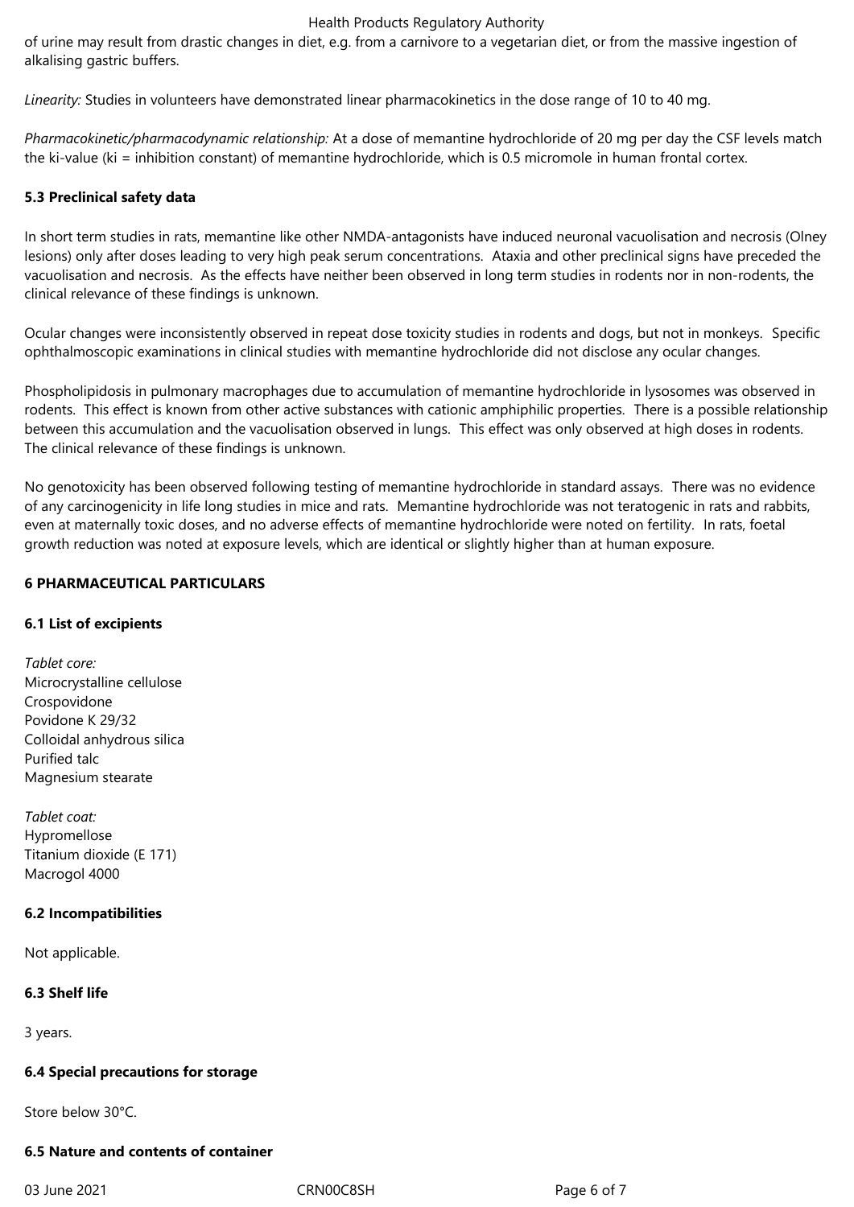of urine may result from drastic changes in diet, e.g. from a carnivore to a vegetarian diet, or from the massive ingestion of alkalising gastric buffers.

*Linearity:* Studies in volunteers have demonstrated linear pharmacokinetics in the dose range of 10 to 40 mg.

*Pharmacokinetic/pharmacodynamic relationship:* At a dose of memantine hydrochloride of 20 mg per day the CSF levels match the ki-value (ki = inhibition constant) of memantine hydrochloride, which is 0.5 micromole in human frontal cortex.

### 5.3 Preclinical safety data

In short term studies in rats, memantine like other NMDA-antagonists have induced neuronal vacuolisation and necrosis (Olney lesions) only after doses leading to very high peak serum concentrations. Ataxia and other preclinical signs have preceded the vacuolisation and necrosis. As the effects have neither been observed in long term studies in rodents nor in non-rodents, the clinical relevance of these findings is unknown.

Ocular changes were inconsistently observed in repeat dose toxicity studies in rodents and dogs, but not in monkeys. Specific ophthalmoscopic examinations in clinical studies with memantine hydrochloride did not disclose any ocular changes.

Phospholipidosis in pulmonary macrophages due to accumulation of memantine hydrochloride in lysosomes was observed in rodents. This effect is known from other active substances with cationic amphiphilic properties. There is a possible relationship between this accumulation and the vacuolisation observed in lungs. This effect was only observed at high doses in rodents. The clinical relevance of these findings is unknown.

No genotoxicity has been observed following testing of memantine hydrochloride in standard assays. There was no evidence of any carcinogenicity in life long studies in mice and rats. Memantine hydrochloride was not teratogenic in rats and rabbits, even at maternally toxic doses, and no adverse effects of memantine hydrochloride were noted on fertility. In rats, foetal growth reduction was noted at exposure levels, which are identical or slightly higher than at human exposure.

## 6 PHARMACEUTICAL PARTICULARS

### 6.1 List of excipients

*Tablet core:*
Microcrystalline cellulose
Crospovidone
Povidone K 29/32
Colloidal anhydrous silica
Purified talc
Magnesium stearate

*Tablet coat:*
Hypromellose
Titanium dioxide (E 171)
Macrogol 4000

### 6.2 Incompatibilities

Not applicable.

### 6.3 Shelf life

3 years.

### 6.4 Special precautions for storage

Store below 30°C.

### 6.5 Nature and contents of container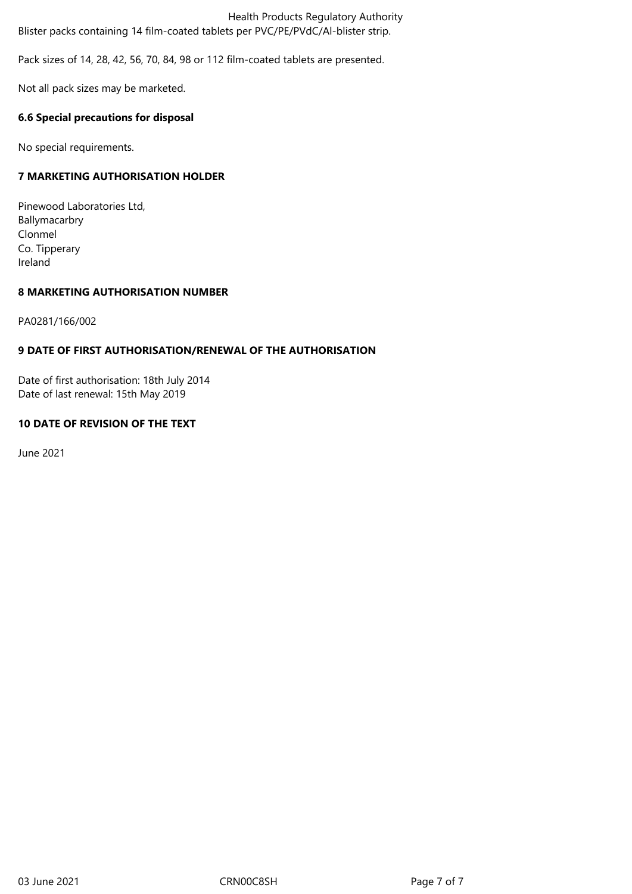Blister packs containing 14 film-coated tablets per PVC/PE/PVdC/Al-blister strip.

Pack sizes of 14, 28, 42, 56, 70, 84, 98 or 112 film-coated tablets are presented.

Not all pack sizes may be marketed.

### 6.6 Special precautions for disposal

No special requirements.

## 7 MARKETING AUTHORISATION HOLDER

Pinewood Laboratories Ltd,
Ballymacarbry
Clonmel
Co. Tipperary
Ireland

## 8 MARKETING AUTHORISATION NUMBER

PA0281/166/002

## 9 DATE OF FIRST AUTHORISATION/RENEWAL OF THE AUTHORISATION

Date of first authorisation: 18th July 2014
Date of last renewal: 15th May 2019

## 10 DATE OF REVISION OF THE TEXT

June 2021